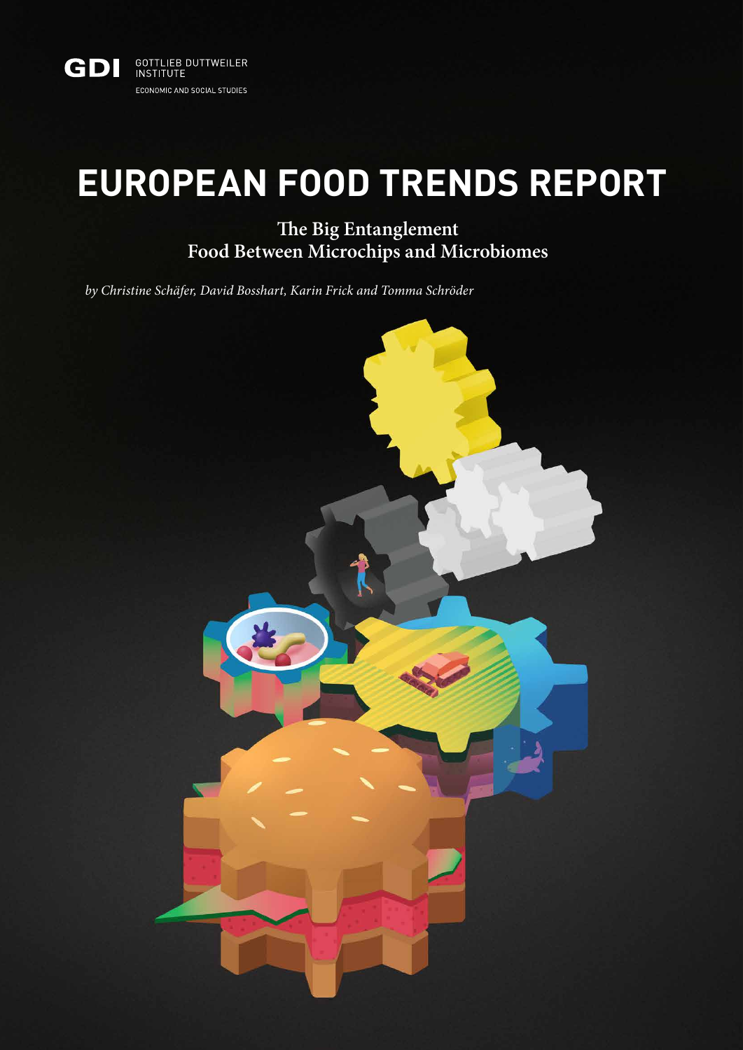GDI GOTTLIEB DUTTWEILER INSTITUTE

ECONOMIC AND SOCIAL STUDIES

# EUROPEAN FOOD TRENDS REPORT

## The Big Entanglement
## Food Between Microchips and Microbiomes

*by Christine Schäfer, David Bosshart, Karin Frick and Tomma Schröder*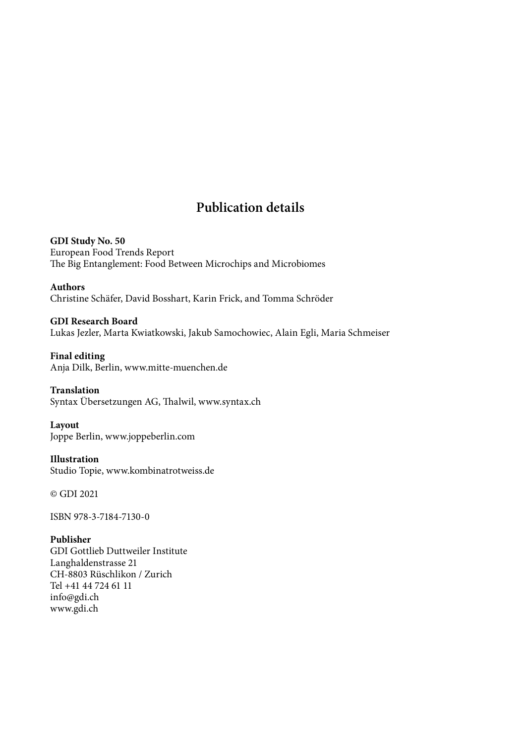# Publication details

**GDI Study No. 50**
European Food Trends Report
The Big Entanglement: Food Between Microchips and Microbiomes

**Authors**
Christine Schäfer, David Bosshart, Karin Frick, and Tomma Schröder

**GDI Research Board**
Lukas Jezler, Marta Kwiatkowski, Jakub Samochowiec, Alain Egli, Maria Schmeiser

**Final editing**
Anja Dilk, Berlin, www.mitte-muenchen.de

**Translation**
Syntax Übersetzungen AG, Thalwil, www.syntax.ch

**Layout**
Joppe Berlin, www.joppeberlin.com

**Illustration**
Studio Topie, www.kombinatrotweiss.de

© GDI 2021

ISBN 978-3-7184-7130-0

**Publisher**
GDI Gottlieb Duttweiler Institute
Langhaldenstrasse 21
CH-8803 Rüschlikon / Zurich
Tel +41 44 724 61 11
info@gdi.ch
www.gdi.ch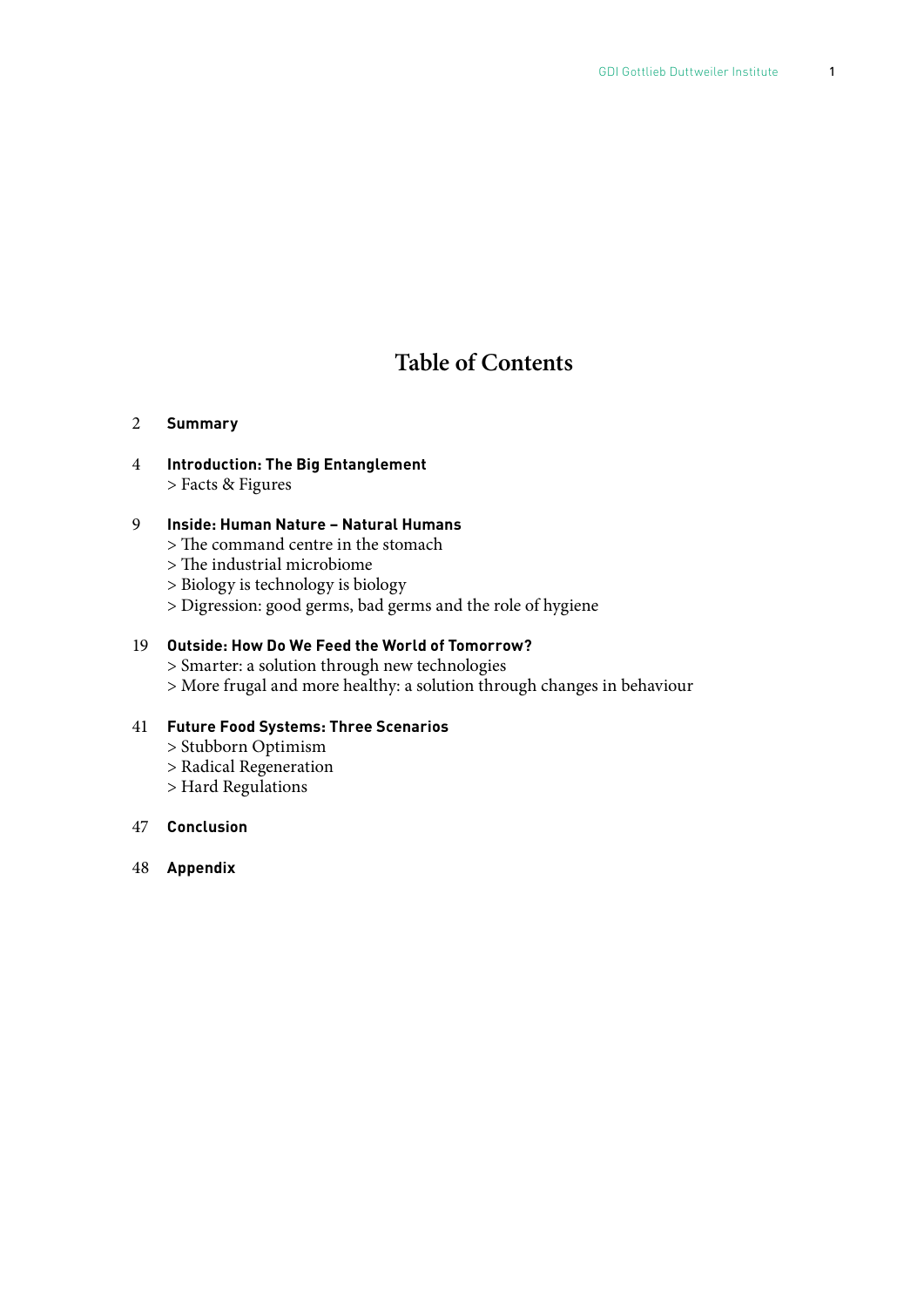# Table of Contents

2 **Summary**

4 **Introduction: The Big Entanglement**
> Facts & Figures

9 **Inside: Human Nature – Natural Humans**
> The command centre in the stomach
> The industrial microbiome
> Biology is technology is biology
> Digression: good germs, bad germs and the role of hygiene

19 **Outside: How Do We Feed the World of Tomorrow?**
> Smarter: a solution through new technologies
> More frugal and more healthy: a solution through changes in behaviour

41 **Future Food Systems: Three Scenarios**
> Stubborn Optimism
> Radical Regeneration
> Hard Regulations

47 **Conclusion**

48 **Appendix**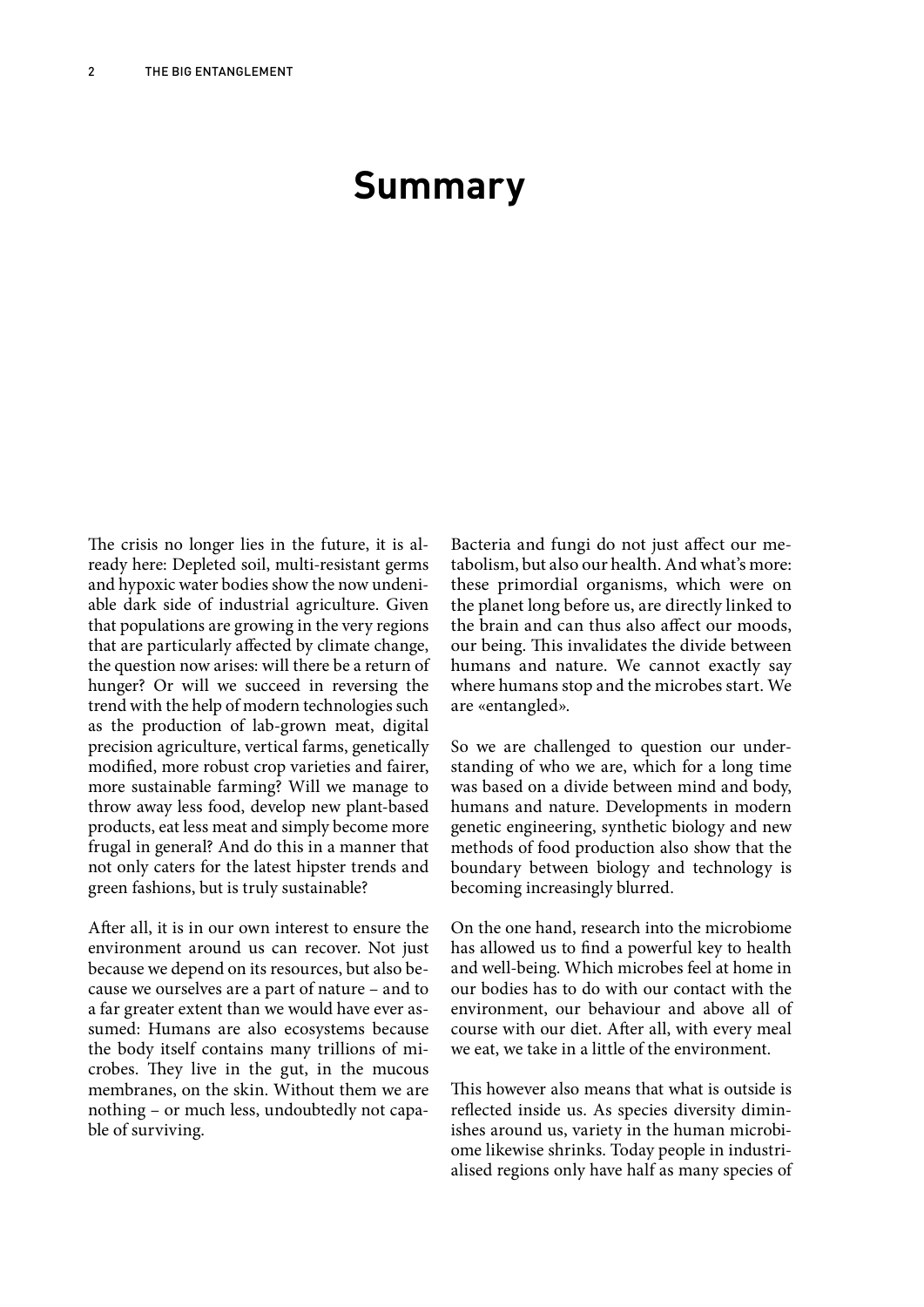# Summary

The crisis no longer lies in the future, it is already here: Depleted soil, multi-resistant germs and hypoxic water bodies show the now undeniable dark side of industrial agriculture. Given that populations are growing in the very regions that are particularly affected by climate change, the question now arises: will there be a return of hunger? Or will we succeed in reversing the trend with the help of modern technologies such as the production of lab-grown meat, digital precision agriculture, vertical farms, genetically modified, more robust crop varieties and fairer, more sustainable farming? Will we manage to throw away less food, develop new plant-based products, eat less meat and simply become more frugal in general? And do this in a manner that not only caters for the latest hipster trends and green fashions, but is truly sustainable?

After all, it is in our own interest to ensure the environment around us can recover. Not just because we depend on its resources, but also because we ourselves are a part of nature – and to a far greater extent than we would have ever assumed: Humans are also ecosystems because the body itself contains many trillions of microbes. They live in the gut, in the mucous membranes, on the skin. Without them we are nothing – or much less, undoubtedly not capable of surviving.

Bacteria and fungi do not just affect our metabolism, but also our health. And what's more: these primordial organisms, which were on the planet long before us, are directly linked to the brain and can thus also affect our moods, our being. This invalidates the divide between humans and nature. We cannot exactly say where humans stop and the microbes start. We are «entangled».

So we are challenged to question our understanding of who we are, which for a long time was based on a divide between mind and body, humans and nature. Developments in modern genetic engineering, synthetic biology and new methods of food production also show that the boundary between biology and technology is becoming increasingly blurred.

On the one hand, research into the microbiome has allowed us to find a powerful key to health and well-being. Which microbes feel at home in our bodies has to do with our contact with the environment, our behaviour and above all of course with our diet. After all, with every meal we eat, we take in a little of the environment.

This however also means that what is outside is reflected inside us. As species diversity diminishes around us, variety in the human microbiome likewise shrinks. Today people in industrialised regions only have half as many species of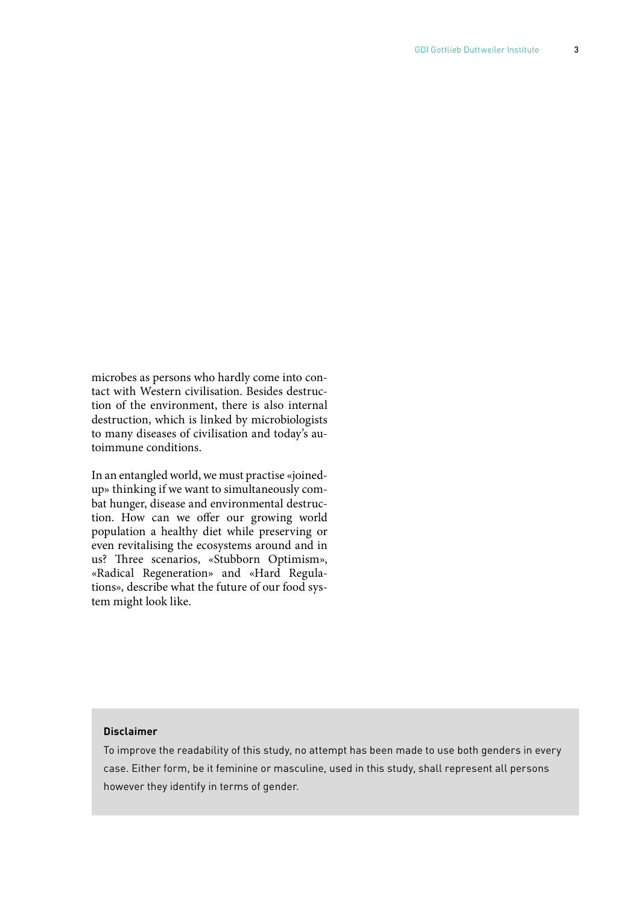microbes as persons who hardly come into contact with Western civilisation. Besides destruction of the environment, there is also internal destruction, which is linked by microbiologists to many diseases of civilisation and today's autoimmune conditions.

In an entangled world, we must practise «joined-up» thinking if we want to simultaneously combat hunger, disease and environmental destruction. How can we offer our growing world population a healthy diet while preserving or even revitalising the ecosystems around and in us? Three scenarios, «Stubborn Optimism», «Radical Regeneration» and «Hard Regulations», describe what the future of our food system might look like.

**Disclaimer**

To improve the readability of this study, no attempt has been made to use both genders in every case. Either form, be it feminine or masculine, used in this study, shall represent all persons however they identify in terms of gender.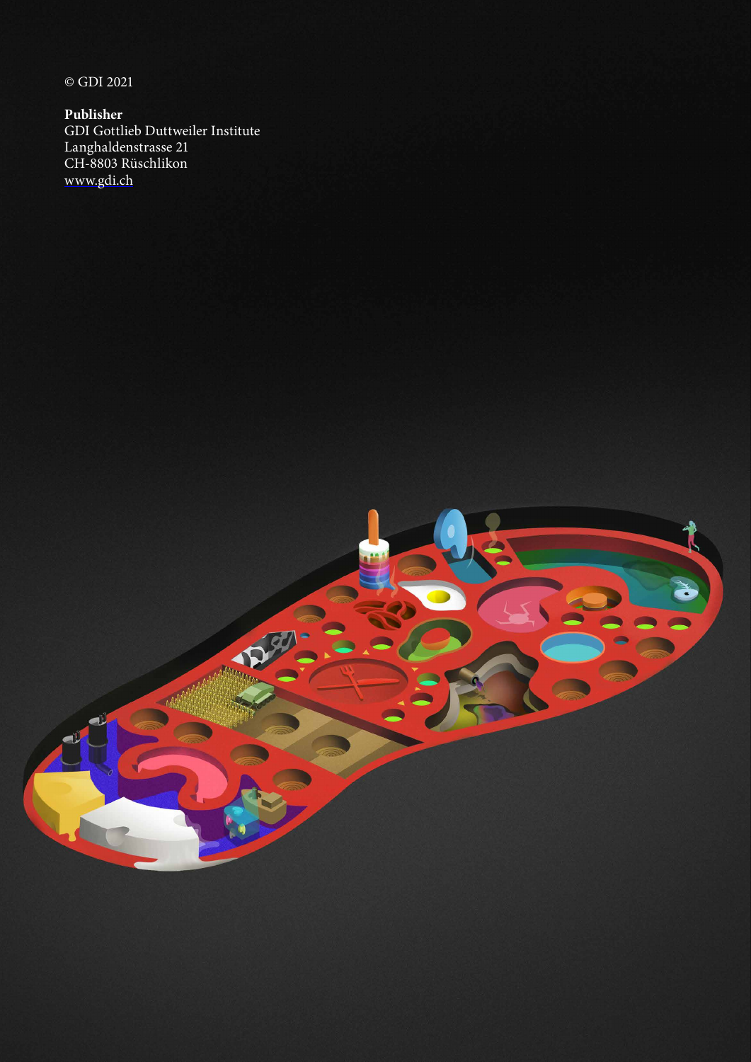© GDI 2021

**Publisher**
GDI Gottlieb Duttweiler Institute
Langhaldenstrasse 21
CH-8803 Rüschlikon
www.gdi.ch